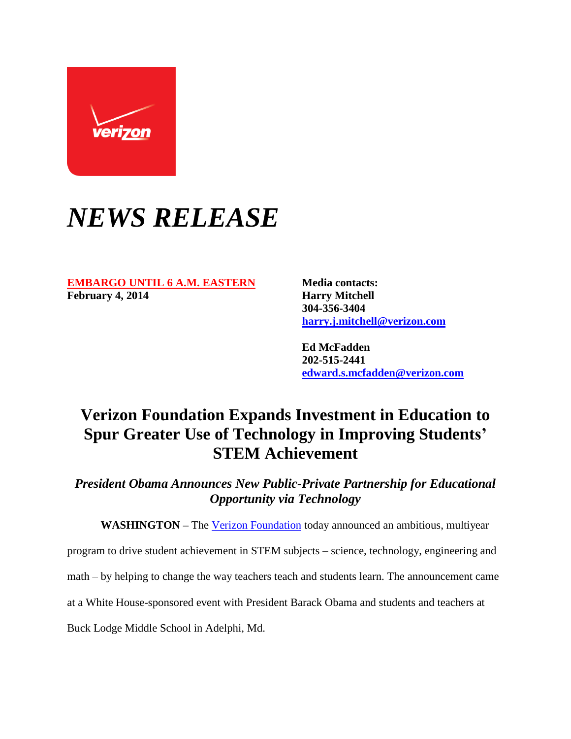# *NEWS RELEASE*

**EMBARGO UNTIL 6 A.M. EASTERN**
**February 4, 2014**

**Media contacts:**
**Harry Mitchell**
**304-356-3404**
**harry.j.mitchell@verizon.com**

**Ed McFadden**
**202-515-2441**
**edward.s.mcfadden@verizon.com**

## Verizon Foundation Expands Investment in Education to Spur Greater Use of Technology in Improving Students' STEM Achievement

### *President Obama Announces New Public-Private Partnership for Educational Opportunity via Technology*

**WASHINGTON –** The Verizon Foundation today announced an ambitious, multiyear program to drive student achievement in STEM subjects – science, technology, engineering and math – by helping to change the way teachers teach and students learn. The announcement came at a White House-sponsored event with President Barack Obama and students and teachers at Buck Lodge Middle School in Adelphi, Md.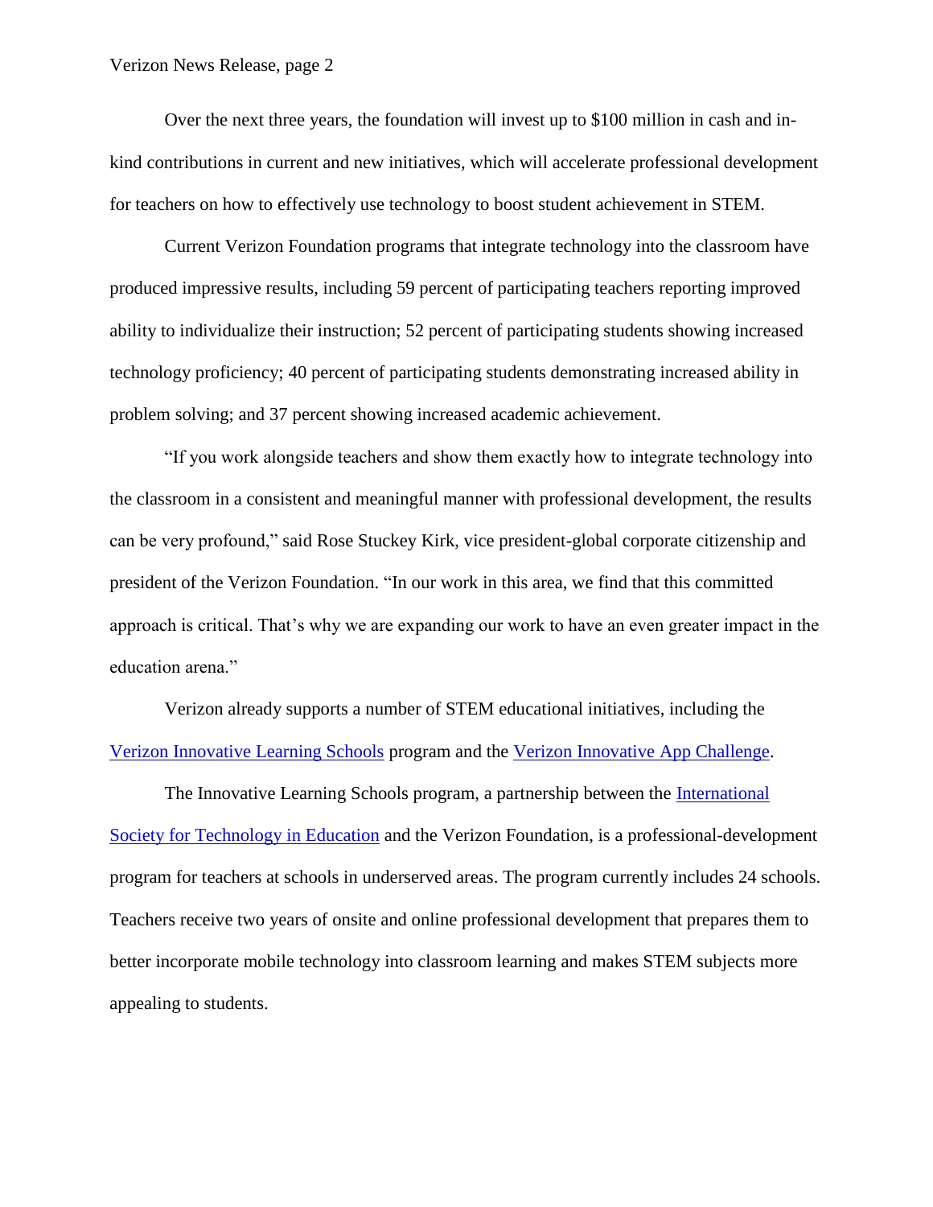Over the next three years, the foundation will invest up to $100 million in cash and in-kind contributions in current and new initiatives, which will accelerate professional development for teachers on how to effectively use technology to boost student achievement in STEM.

Current Verizon Foundation programs that integrate technology into the classroom have produced impressive results, including 59 percent of participating teachers reporting improved ability to individualize their instruction; 52 percent of participating students showing increased technology proficiency; 40 percent of participating students demonstrating increased ability in problem solving; and 37 percent showing increased academic achievement.

"If you work alongside teachers and show them exactly how to integrate technology into the classroom in a consistent and meaningful manner with professional development, the results can be very profound," said Rose Stuckey Kirk, vice president-global corporate citizenship and president of the Verizon Foundation. "In our work in this area, we find that this committed approach is critical. That's why we are expanding our work to have an even greater impact in the education arena."

Verizon already supports a number of STEM educational initiatives, including the Verizon Innovative Learning Schools program and the Verizon Innovative App Challenge.

The Innovative Learning Schools program, a partnership between the International Society for Technology in Education and the Verizon Foundation, is a professional-development program for teachers at schools in underserved areas. The program currently includes 24 schools. Teachers receive two years of onsite and online professional development that prepares them to better incorporate mobile technology into classroom learning and makes STEM subjects more appealing to students.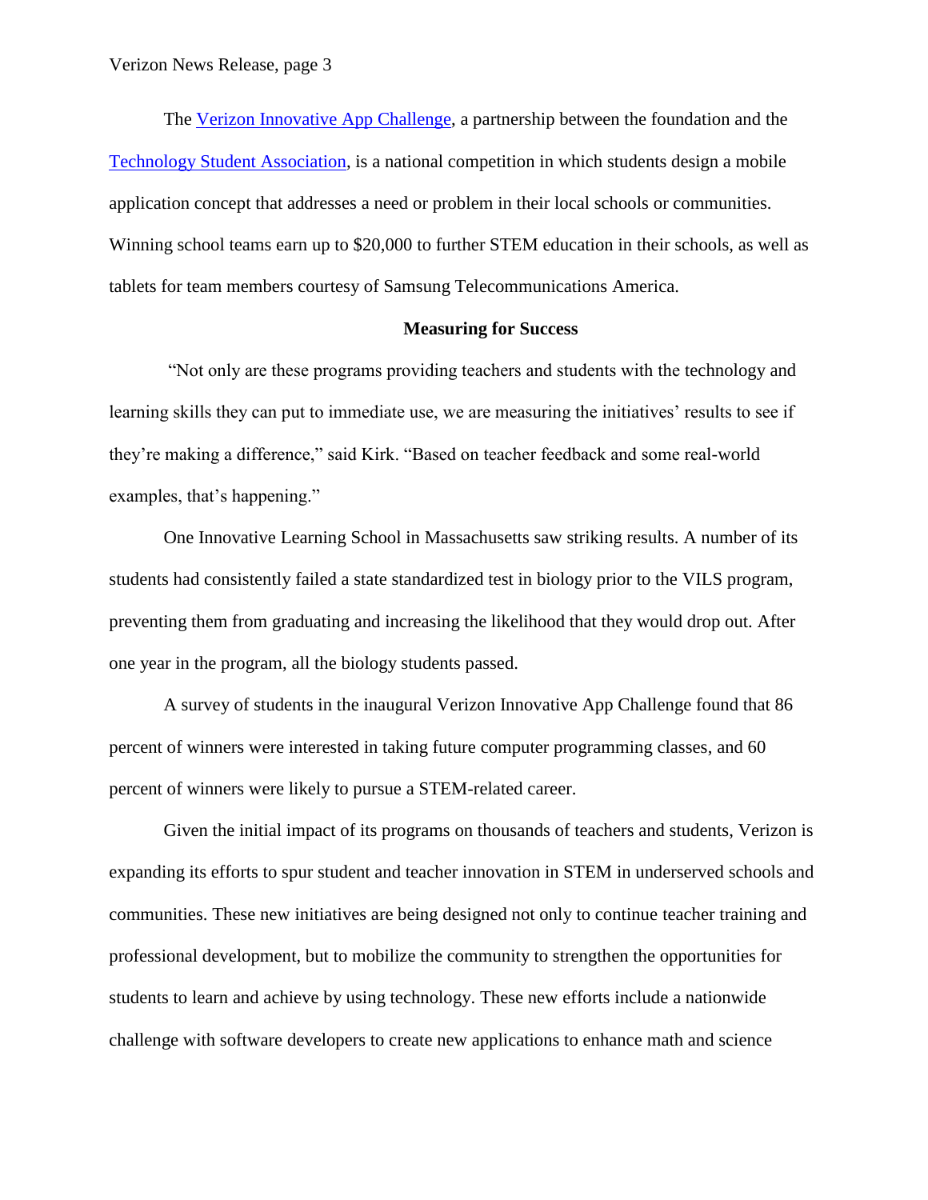The [Verizon Innovative App Challenge](), a partnership between the foundation and the [Technology Student Association](), is a national competition in which students design a mobile application concept that addresses a need or problem in their local schools or communities. Winning school teams earn up to $20,000 to further STEM education in their schools, as well as tablets for team members courtesy of Samsung Telecommunications America.

**Measuring for Success**

"Not only are these programs providing teachers and students with the technology and learning skills they can put to immediate use, we are measuring the initiatives' results to see if they're making a difference," said Kirk. "Based on teacher feedback and some real-world examples, that's happening."

One Innovative Learning School in Massachusetts saw striking results. A number of its students had consistently failed a state standardized test in biology prior to the VILS program, preventing them from graduating and increasing the likelihood that they would drop out. After one year in the program, all the biology students passed.

A survey of students in the inaugural Verizon Innovative App Challenge found that 86 percent of winners were interested in taking future computer programming classes, and 60 percent of winners were likely to pursue a STEM-related career.

Given the initial impact of its programs on thousands of teachers and students, Verizon is expanding its efforts to spur student and teacher innovation in STEM in underserved schools and communities. These new initiatives are being designed not only to continue teacher training and professional development, but to mobilize the community to strengthen the opportunities for students to learn and achieve by using technology. These new efforts include a nationwide challenge with software developers to create new applications to enhance math and science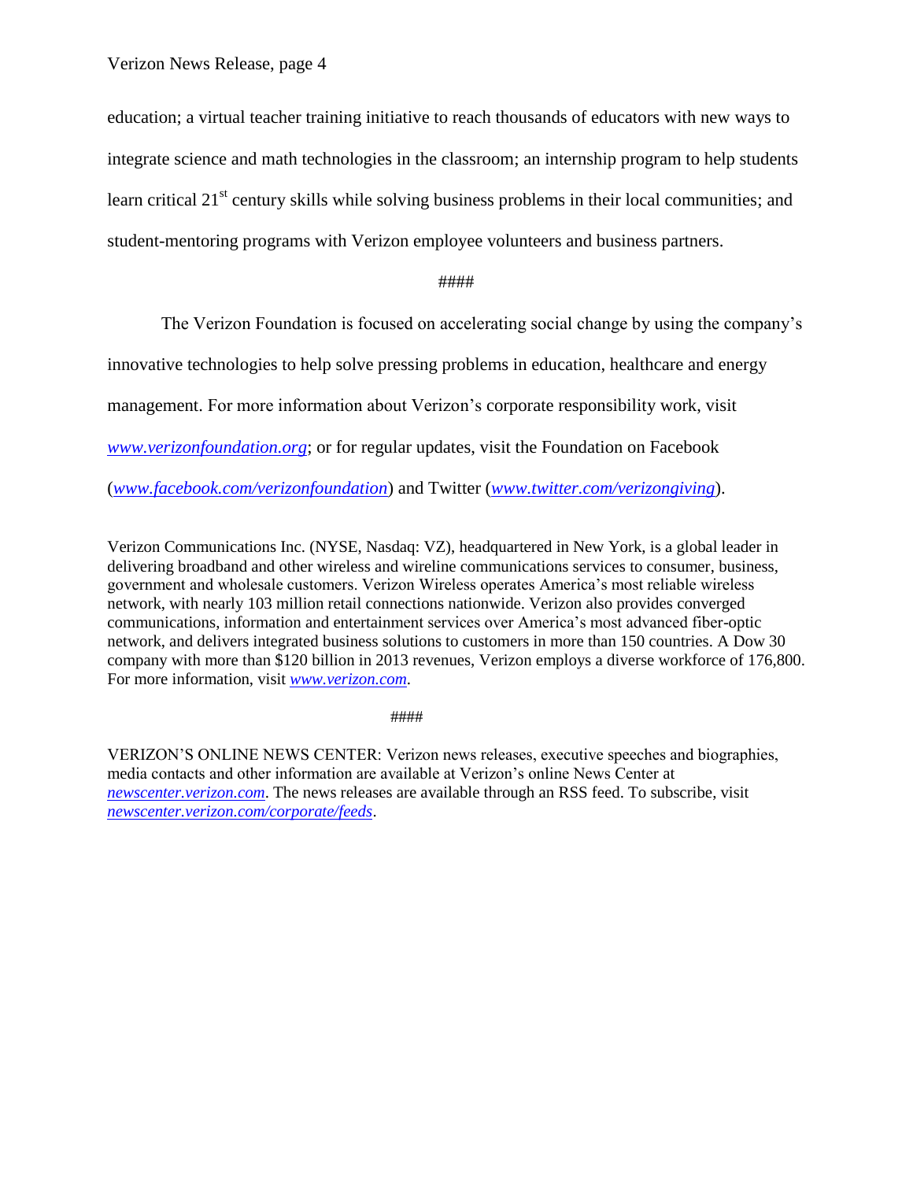education; a virtual teacher training initiative to reach thousands of educators with new ways to integrate science and math technologies in the classroom; an internship program to help students learn critical 21st century skills while solving business problems in their local communities; and student-mentoring programs with Verizon employee volunteers and business partners.

####

The Verizon Foundation is focused on accelerating social change by using the company's innovative technologies to help solve pressing problems in education, healthcare and energy management. For more information about Verizon's corporate responsibility work, visit *www.verizonfoundation.org*; or for regular updates, visit the Foundation on Facebook (*www.facebook.com/verizonfoundation*) and Twitter (*www.twitter.com/verizongiving*).

Verizon Communications Inc. (NYSE, Nasdaq: VZ), headquartered in New York, is a global leader in delivering broadband and other wireless and wireline communications services to consumer, business, government and wholesale customers. Verizon Wireless operates America's most reliable wireless network, with nearly 103 million retail connections nationwide. Verizon also provides converged communications, information and entertainment services over America's most advanced fiber-optic network, and delivers integrated business solutions to customers in more than 150 countries. A Dow 30 company with more than $120 billion in 2013 revenues, Verizon employs a diverse workforce of 176,800. For more information, visit *www.verizon.com*.

####

VERIZON'S ONLINE NEWS CENTER: Verizon news releases, executive speeches and biographies, media contacts and other information are available at Verizon's online News Center at *newscenter.verizon.com*. The news releases are available through an RSS feed. To subscribe, visit *newscenter.verizon.com/corporate/feeds*.